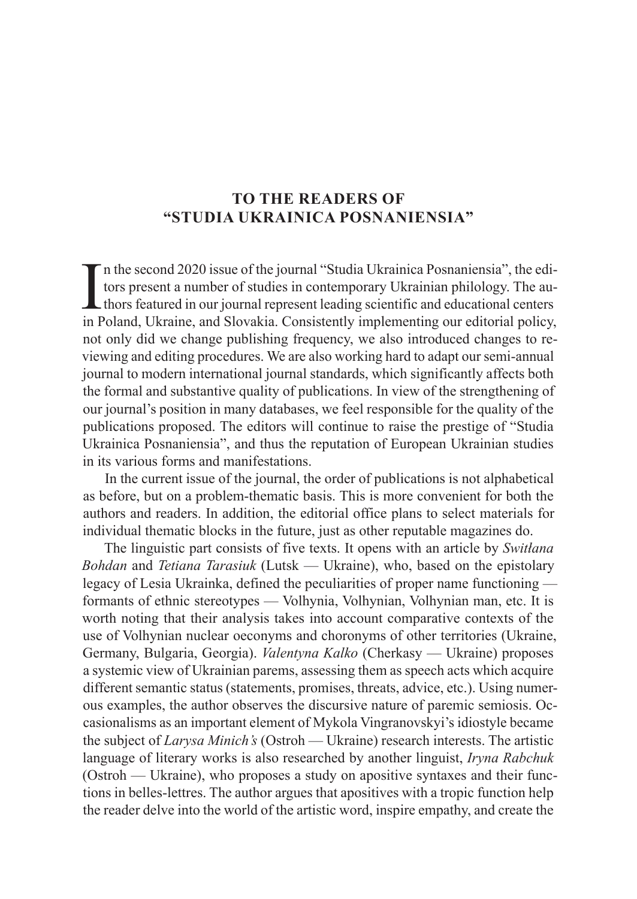# TO THE READERS OF "STUDIA UKRAINICA POSNANIENSIA"

In the second 2020 issue of the journal "Studia Ukrainica Posnaniensia", the editors present a number of studies in contemporary Ukrainian philology. The authors featured in our journal represent leading scientific and educational centers in Poland, Ukraine, and Slovakia. Consistently implementing our editorial policy, not only did we change publishing frequency, we also introduced changes to reviewing and editing procedures. We are also working hard to adapt our semi-annual journal to modern international journal standards, which significantly affects both the formal and substantive quality of publications. In view of the strengthening of our journal's position in many databases, we feel responsible for the quality of the publications proposed. The editors will continue to raise the prestige of "Studia Ukrainica Posnaniensia", and thus the reputation of European Ukrainian studies in its various forms and manifestations.

In the current issue of the journal, the order of publications is not alphabetical as before, but on a problem-thematic basis. This is more convenient for both the authors and readers. In addition, the editorial office plans to select materials for individual thematic blocks in the future, just as other reputable magazines do.

The linguistic part consists of five texts. It opens with an article by *Switłana Bohdan* and *Tetiana Tarasiuk* (Lutsk — Ukraine), who, based on the epistolary legacy of Lesia Ukrainka, defined the peculiarities of proper name functioning — formants of ethnic stereotypes — Volhynia, Volhynian, Volhynian man, etc. It is worth noting that their analysis takes into account comparative contexts of the use of Volhynian nuclear oeconyms and choronyms of other territories (Ukraine, Germany, Bulgaria, Georgia). *Valentyna Kalko* (Cherkasy — Ukraine) proposes a systemic view of Ukrainian parems, assessing them as speech acts which acquire different semantic status (statements, promises, threats, advice, etc.). Using numerous examples, the author observes the discursive nature of paremic semiosis. Occasionalisms as an important element of Mykola Vingranovskyi's idiostyle became the subject of *Larysa Minich's* (Ostroh — Ukraine) research interests. The artistic language of literary works is also researched by another linguist, *Iryna Rabchuk* (Ostroh — Ukraine), who proposes a study on apositive syntaxes and their functions in belles-lettres. The author argues that apositives with a tropic function help the reader delve into the world of the artistic word, inspire empathy, and create the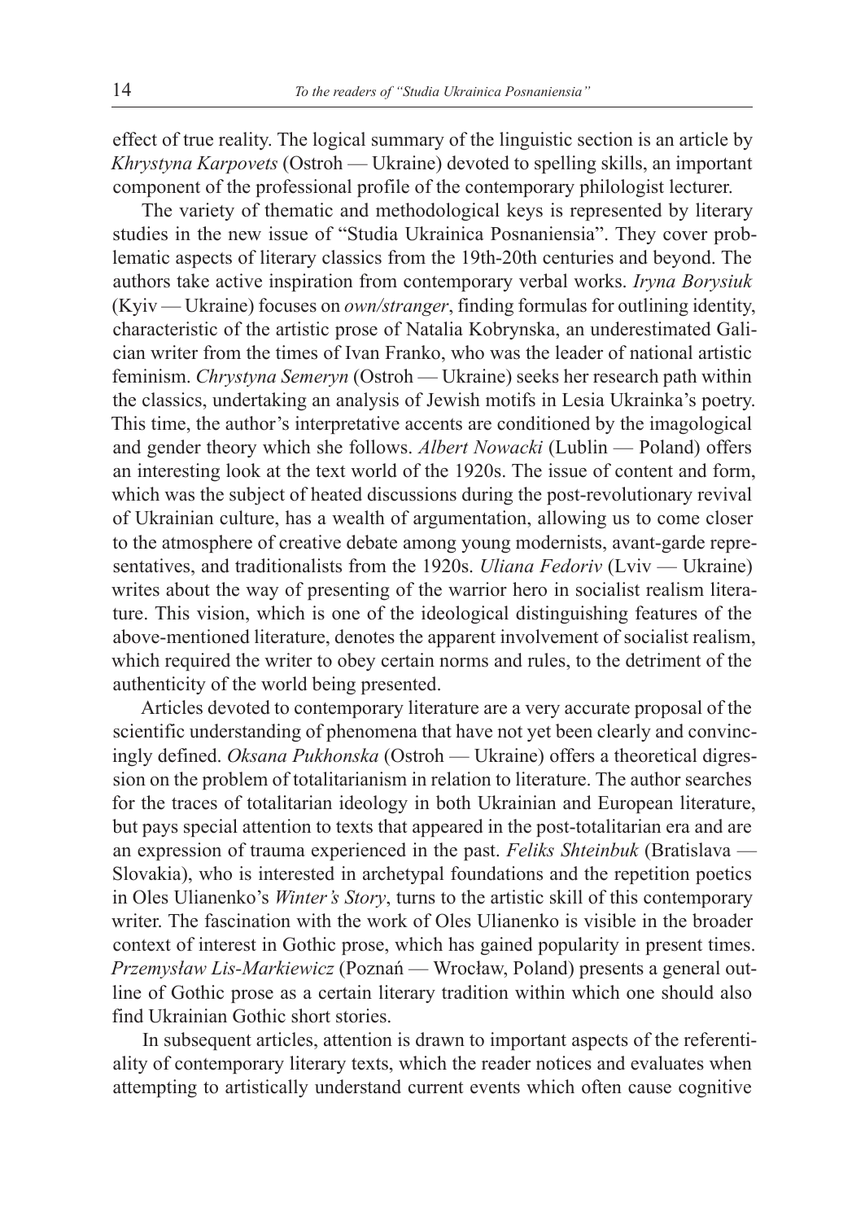effect of true reality. The logical summary of the linguistic section is an article by *Khrystyna Karpovets* (Ostroh — Ukraine) devoted to spelling skills, an important component of the professional profile of the contemporary philologist lecturer.

The variety of thematic and methodological keys is represented by literary studies in the new issue of "Studia Ukrainica Posnaniensia". They cover problematic aspects of literary classics from the 19th-20th centuries and beyond. The authors take active inspiration from contemporary verbal works. *Iryna Borysiuk* (Kyiv — Ukraine) focuses on *own/stranger*, finding formulas for outlining identity, characteristic of the artistic prose of Natalia Kobrynska, an underestimated Galician writer from the times of Ivan Franko, who was the leader of national artistic feminism. *Chrystyna Semeryn* (Ostroh — Ukraine) seeks her research path within the classics, undertaking an analysis of Jewish motifs in Lesia Ukrainka's poetry. This time, the author's interpretative accents are conditioned by the imagological and gender theory which she follows. *Albert Nowacki* (Lublin — Poland) offers an interesting look at the text world of the 1920s. The issue of content and form, which was the subject of heated discussions during the post-revolutionary revival of Ukrainian culture, has a wealth of argumentation, allowing us to come closer to the atmosphere of creative debate among young modernists, avant-garde representatives, and traditionalists from the 1920s. *Uliana Fedoriv* (Lviv — Ukraine) writes about the way of presenting of the warrior hero in socialist realism literature. This vision, which is one of the ideological distinguishing features of the above-mentioned literature, denotes the apparent involvement of socialist realism, which required the writer to obey certain norms and rules, to the detriment of the authenticity of the world being presented.

Articles devoted to contemporary literature are a very accurate proposal of the scientific understanding of phenomena that have not yet been clearly and convincingly defined. *Oksana Pukhonska* (Ostroh — Ukraine) offers a theoretical digression on the problem of totalitarianism in relation to literature. The author searches for the traces of totalitarian ideology in both Ukrainian and European literature, but pays special attention to texts that appeared in the post-totalitarian era and are an expression of trauma experienced in the past. *Feliks Shteinbuk* (Bratislava — Slovakia), who is interested in archetypal foundations and the repetition poetics in Oles Ulianenko's *Winter's Story*, turns to the artistic skill of this contemporary writer. The fascination with the work of Oles Ulianenko is visible in the broader context of interest in Gothic prose, which has gained popularity in present times. *Przemysław Lis-Markiewicz* (Poznań — Wrocław, Poland) presents a general outline of Gothic prose as a certain literary tradition within which one should also find Ukrainian Gothic short stories.

In subsequent articles, attention is drawn to important aspects of the referentiality of contemporary literary texts, which the reader notices and evaluates when attempting to artistically understand current events which often cause cognitive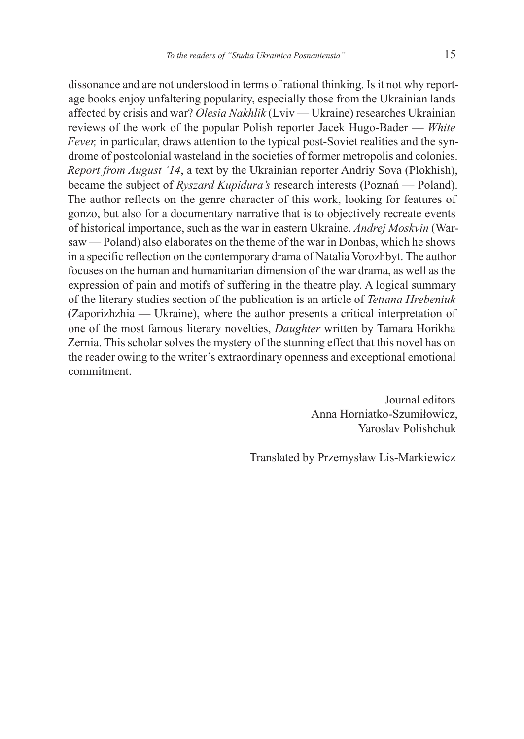dissonance and are not understood in terms of rational thinking. Is it not why reportage books enjoy unfaltering popularity, especially those from the Ukrainian lands affected by crisis and war? *Olesia Nakhlik* (Lviv — Ukraine) researches Ukrainian reviews of the work of the popular Polish reporter Jacek Hugo-Bader — *White Fever,* in particular, draws attention to the typical post-Soviet realities and the syndrome of postcolonial wasteland in the societies of former metropolis and colonies. *Report from August '14*, a text by the Ukrainian reporter Andriy Sova (Plokhish), became the subject of *Ryszard Kupidura's* research interests (Poznań — Poland). The author reflects on the genre character of this work, looking for features of gonzo, but also for a documentary narrative that is to objectively recreate events of historical importance, such as the war in eastern Ukraine. *Andrej Moskvin* (Warsaw — Poland) also elaborates on the theme of the war in Donbas, which he shows in a specific reflection on the contemporary drama of Natalia Vorozhbyt. The author focuses on the human and humanitarian dimension of the war drama, as well as the expression of pain and motifs of suffering in the theatre play. A logical summary of the literary studies section of the publication is an article of *Tetiana Hrebeniuk* (Zaporizhzhia — Ukraine), where the author presents a critical interpretation of one of the most famous literary novelties, *Daughter* written by Tamara Horikha Zernia. This scholar solves the mystery of the stunning effect that this novel has on the reader owing to the writer's extraordinary openness and exceptional emotional commitment.

Journal editors
Anna Horniatko-Szumiłowicz,
Yaroslav Polishchuk

Translated by Przemysław Lis-Markiewicz